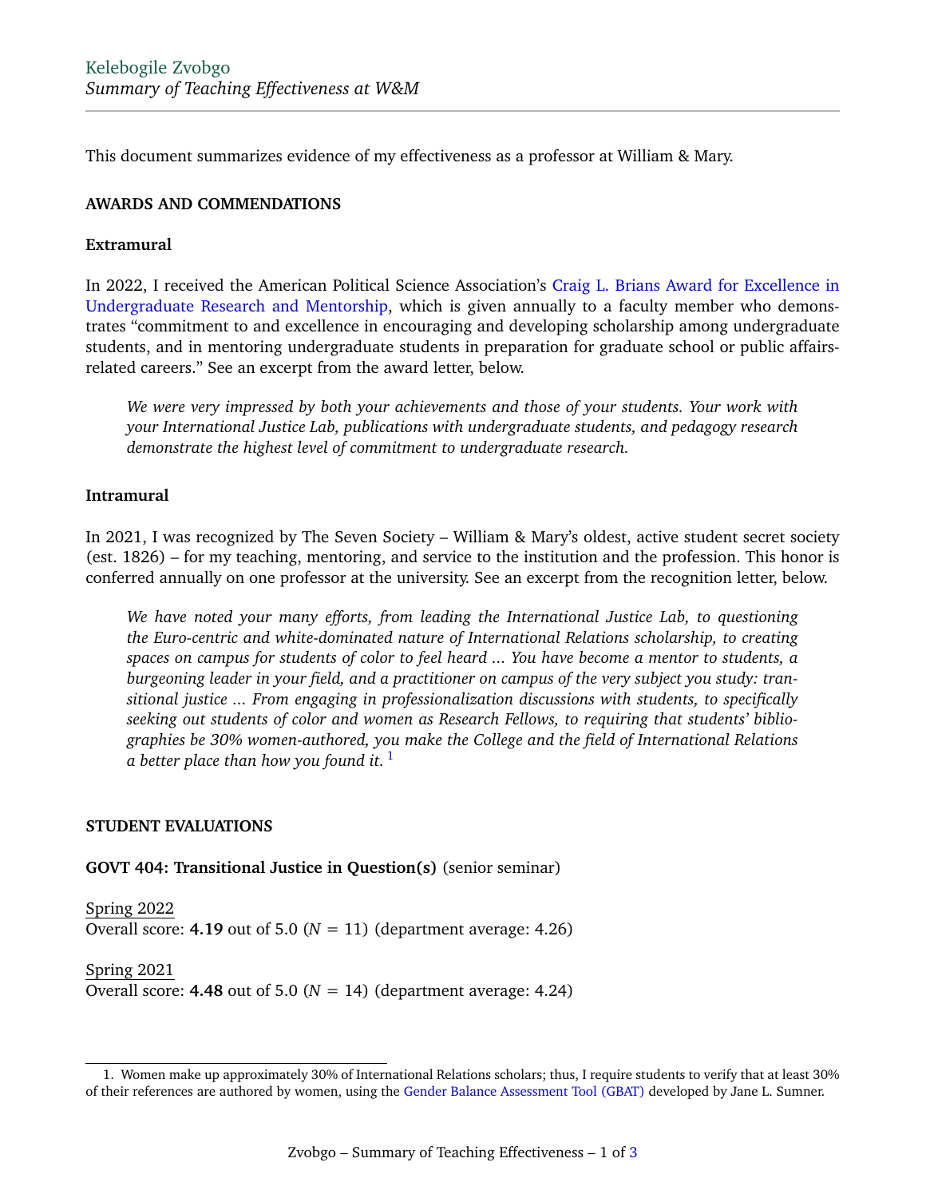Kelebogile Zvobgo

*Summary of Teaching Effectiveness at W&M*

---

This document summarizes evidence of my effectiveness as a professor at William & Mary.

**AWARDS AND COMMENDATIONS**

**Extramural**

In 2022, I received the American Political Science Association's Craig L. Brians Award for Excellence in Undergraduate Research and Mentorship, which is given annually to a faculty member who demonstrates "commitment to and excellence in encouraging and developing scholarship among undergraduate students, and in mentoring undergraduate students in preparation for graduate school or public affairs-related careers." See an excerpt from the award letter, below.

> *We were very impressed by both your achievements and those of your students. Your work with your International Justice Lab, publications with undergraduate students, and pedagogy research demonstrate the highest level of commitment to undergraduate research.*

**Intramural**

In 2021, I was recognized by The Seven Society – William & Mary's oldest, active student secret society (est. 1826) – for my teaching, mentoring, and service to the institution and the profession. This honor is conferred annually on one professor at the university. See an excerpt from the recognition letter, below.

> *We have noted your many efforts, from leading the International Justice Lab, to questioning the Euro-centric and white-dominated nature of International Relations scholarship, to creating spaces on campus for students of color to feel heard ... You have become a mentor to students, a burgeoning leader in your field, and a practitioner on campus of the very subject you study: transitional justice ... From engaging in professionalization discussions with students, to specifically seeking out students of color and women as Research Fellows, to requiring that students' bibliographies be 30% women-authored, you make the College and the field of International Relations a better place than how you found it.* [1]

**STUDENT EVALUATIONS**

**GOVT 404: Transitional Justice in Question(s)** (senior seminar)

Spring 2022
Overall score: **4.19** out of 5.0 ($N$ = 11) (department average: 4.26)

Spring 2021
Overall score: **4.48** out of 5.0 ($N$ = 14) (department average: 4.24)

---

1. Women make up approximately 30% of International Relations scholars; thus, I require students to verify that at least 30% of their references are authored by women, using the Gender Balance Assessment Tool (GBAT) developed by Jane L. Sumner.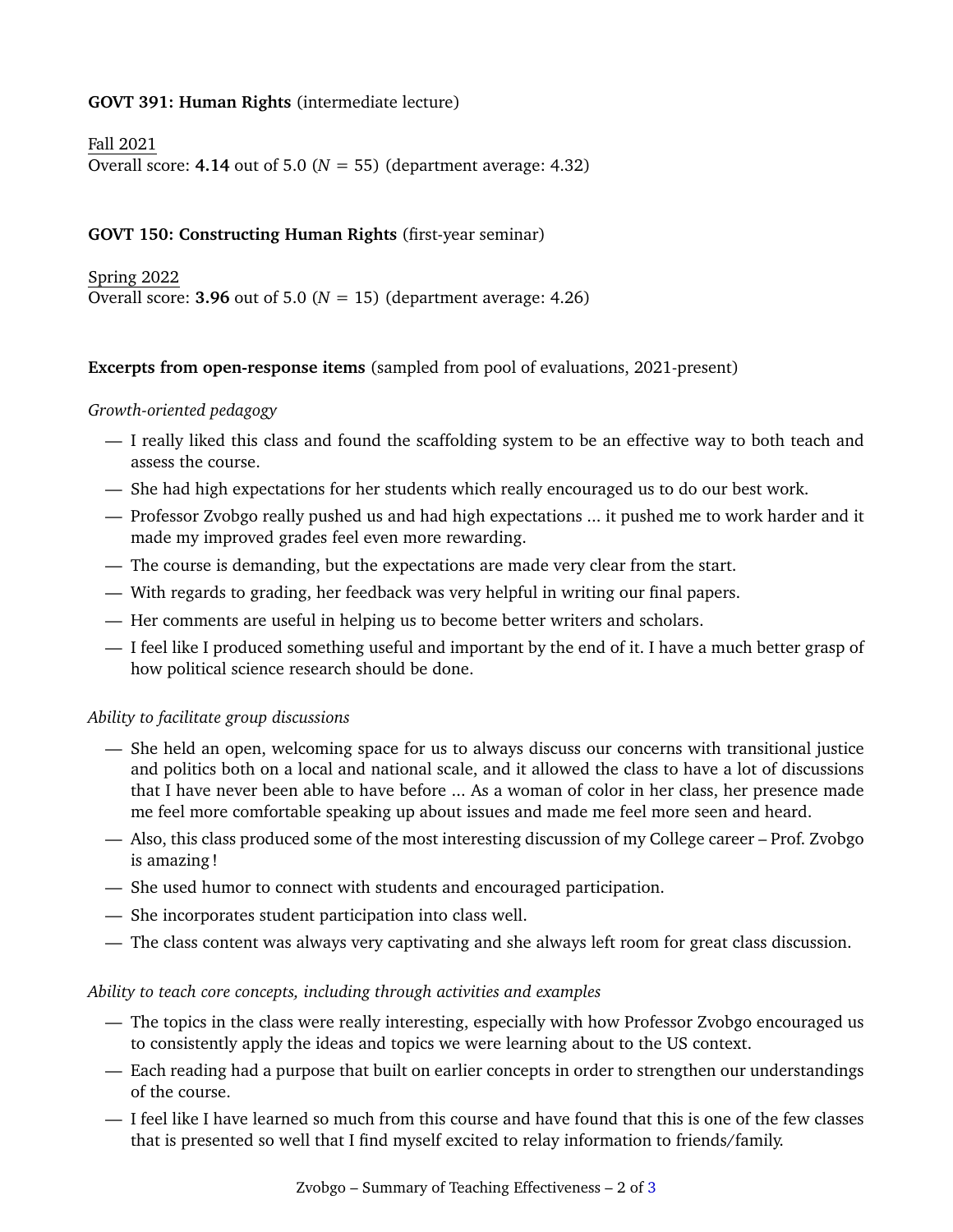**GOVT 391: Human Rights** (intermediate lecture)

Fall 2021
Overall score: **4.14** out of 5.0 ($N$ = 55) (department average: 4.32)

**GOVT 150: Constructing Human Rights** (first-year seminar)

Spring 2022
Overall score: **3.96** out of 5.0 ($N$ = 15) (department average: 4.26)

**Excerpts from open-response items** (sampled from pool of evaluations, 2021-present)

*Growth-oriented pedagogy*

- I really liked this class and found the scaffolding system to be an effective way to both teach and assess the course.
- She had high expectations for her students which really encouraged us to do our best work.
- Professor Zvobgo really pushed us and had high expectations ... it pushed me to work harder and it made my improved grades feel even more rewarding.
- The course is demanding, but the expectations are made very clear from the start.
- With regards to grading, her feedback was very helpful in writing our final papers.
- Her comments are useful in helping us to become better writers and scholars.
- I feel like I produced something useful and important by the end of it. I have a much better grasp of how political science research should be done.

*Ability to facilitate group discussions*

- She held an open, welcoming space for us to always discuss our concerns with transitional justice and politics both on a local and national scale, and it allowed the class to have a lot of discussions that I have never been able to have before ... As a woman of color in her class, her presence made me feel more comfortable speaking up about issues and made me feel more seen and heard.
- Also, this class produced some of the most interesting discussion of my College career – Prof. Zvobgo is amazing!
- She used humor to connect with students and encouraged participation.
- She incorporates student participation into class well.
- The class content was always very captivating and she always left room for great class discussion.

*Ability to teach core concepts, including through activities and examples*

- The topics in the class were really interesting, especially with how Professor Zvobgo encouraged us to consistently apply the ideas and topics we were learning about to the US context.
- Each reading had a purpose that built on earlier concepts in order to strengthen our understandings of the course.
- I feel like I have learned so much from this course and have found that this is one of the few classes that is presented so well that I find myself excited to relay information to friends/family.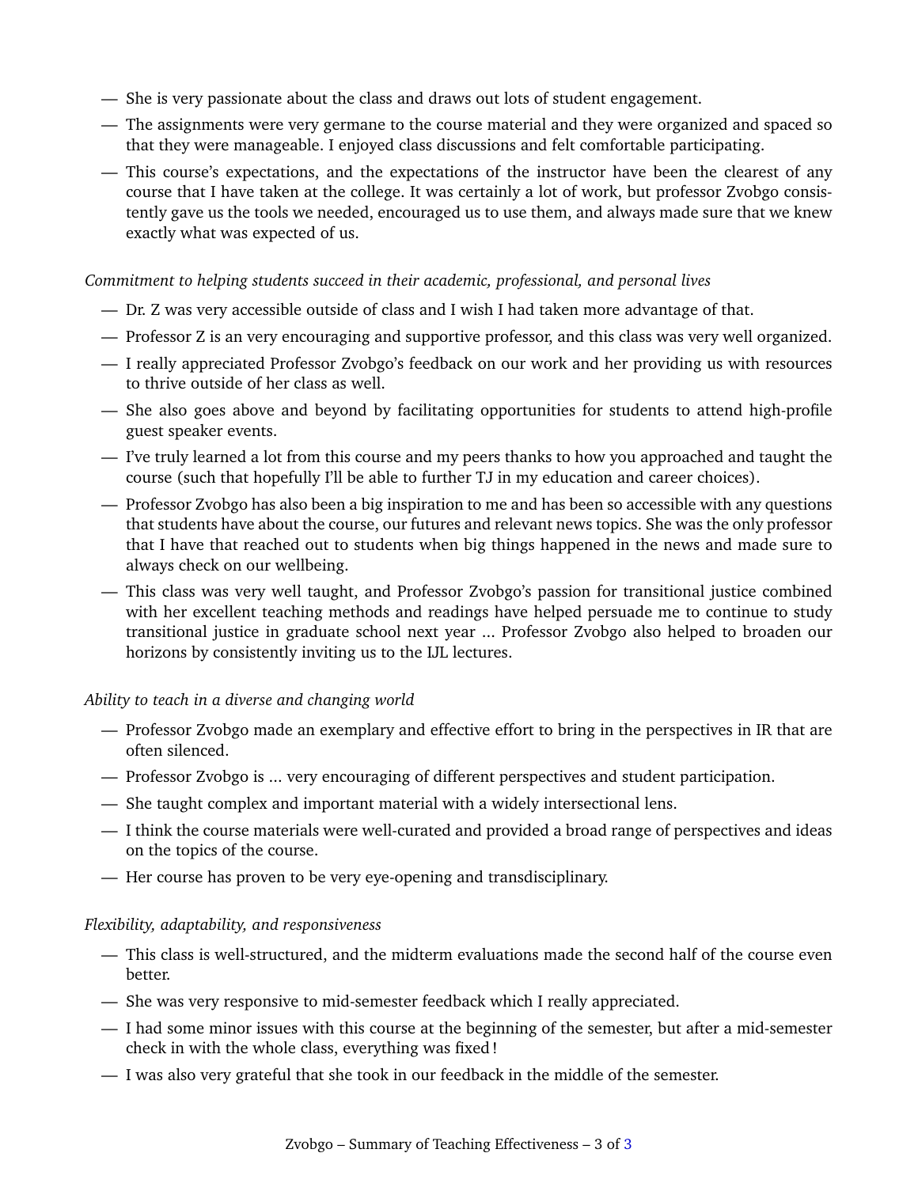— She is very passionate about the class and draws out lots of student engagement.

— The assignments were very germane to the course material and they were organized and spaced so that they were manageable. I enjoyed class discussions and felt comfortable participating.

— This course's expectations, and the expectations of the instructor have been the clearest of any course that I have taken at the college. It was certainly a lot of work, but professor Zvobgo consistently gave us the tools we needed, encouraged us to use them, and always made sure that we knew exactly what was expected of us.

*Commitment to helping students succeed in their academic, professional, and personal lives*

— Dr. Z was very accessible outside of class and I wish I had taken more advantage of that.

— Professor Z is an very encouraging and supportive professor, and this class was very well organized.

— I really appreciated Professor Zvobgo's feedback on our work and her providing us with resources to thrive outside of her class as well.

— She also goes above and beyond by facilitating opportunities for students to attend high-profile guest speaker events.

— I've truly learned a lot from this course and my peers thanks to how you approached and taught the course (such that hopefully I'll be able to further TJ in my education and career choices).

— Professor Zvobgo has also been a big inspiration to me and has been so accessible with any questions that students have about the course, our futures and relevant news topics. She was the only professor that I have that reached out to students when big things happened in the news and made sure to always check on our wellbeing.

— This class was very well taught, and Professor Zvobgo's passion for transitional justice combined with her excellent teaching methods and readings have helped persuade me to continue to study transitional justice in graduate school next year ... Professor Zvobgo also helped to broaden our horizons by consistently inviting us to the IJL lectures.

*Ability to teach in a diverse and changing world*

— Professor Zvobgo made an exemplary and effective effort to bring in the perspectives in IR that are often silenced.

— Professor Zvobgo is ... very encouraging of different perspectives and student participation.

— She taught complex and important material with a widely intersectional lens.

— I think the course materials were well-curated and provided a broad range of perspectives and ideas on the topics of the course.

— Her course has proven to be very eye-opening and transdisciplinary.

*Flexibility, adaptability, and responsiveness*

— This class is well-structured, and the midterm evaluations made the second half of the course even better.

— She was very responsive to mid-semester feedback which I really appreciated.

— I had some minor issues with this course at the beginning of the semester, but after a mid-semester check in with the whole class, everything was fixed!

— I was also very grateful that she took in our feedback in the middle of the semester.